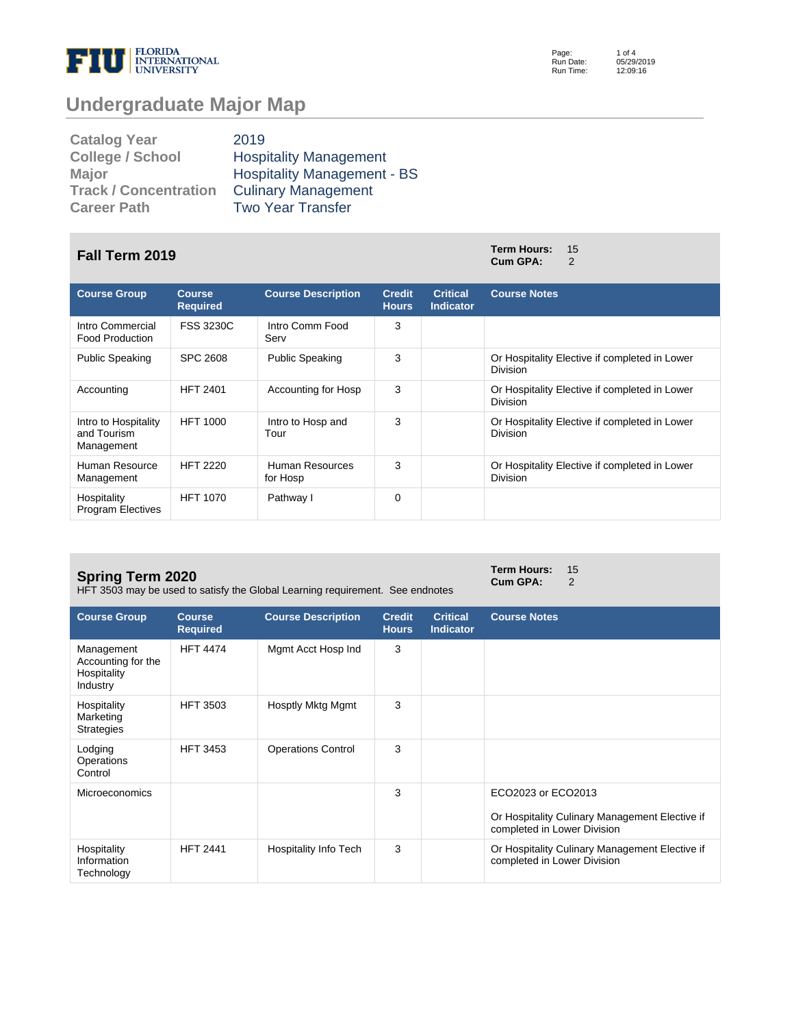# Undergraduate Major Map

| | |
|---|---|
| **Catalog Year** | 2019 |
| **College / School** | Hospitality Management |
| **Major** | Hospitality Management - BS |
| **Track / Concentration** | Culinary Management |
| **Career Path** | Two Year Transfer |

## Fall Term 2019

**Term Hours:** 15
**Cum GPA:** 2

| Course Group | Course Required | Course Description | Credit Hours | Critical Indicator | Course Notes |
|---|---|---|---|---|---|
| Intro Commercial Food Production | FSS 3230C | Intro Comm Food Serv | 3 | | |
| Public Speaking | SPC 2608 | Public Speaking | 3 | | Or Hospitality Elective if completed in Lower Division |
| Accounting | HFT 2401 | Accounting for Hosp | 3 | | Or Hospitality Elective if completed in Lower Division |
| Intro to Hospitality and Tourism Management | HFT 1000 | Intro to Hosp and Tour | 3 | | Or Hospitality Elective if completed in Lower Division |
| Human Resource Management | HFT 2220 | Human Resources for Hosp | 3 | | Or Hospitality Elective if completed in Lower Division |
| Hospitality Program Electives | HFT 1070 | Pathway I | 0 | | |

## Spring Term 2020

HFT 3503 may be used to satisfy the Global Learning requirement. See endnotes

**Term Hours:** 15
**Cum GPA:** 2

| Course Group | Course Required | Course Description | Credit Hours | Critical Indicator | Course Notes |
|---|---|---|---|---|---|
| Management Accounting for the Hospitality Industry | HFT 4474 | Mgmt Acct Hosp Ind | 3 | | |
| Hospitality Marketing Strategies | HFT 3503 | Hosptly Mktg Mgmt | 3 | | |
| Lodging Operations Control | HFT 3453 | Operations Control | 3 | | |
| Microeconomics | | | 3 | | ECO2023 or ECO2013<br><br>Or Hospitality Culinary Management Elective if completed in Lower Division |
| Hospitality Information Technology | HFT 2441 | Hospitality Info Tech | 3 | | Or Hospitality Culinary Management Elective if completed in Lower Division |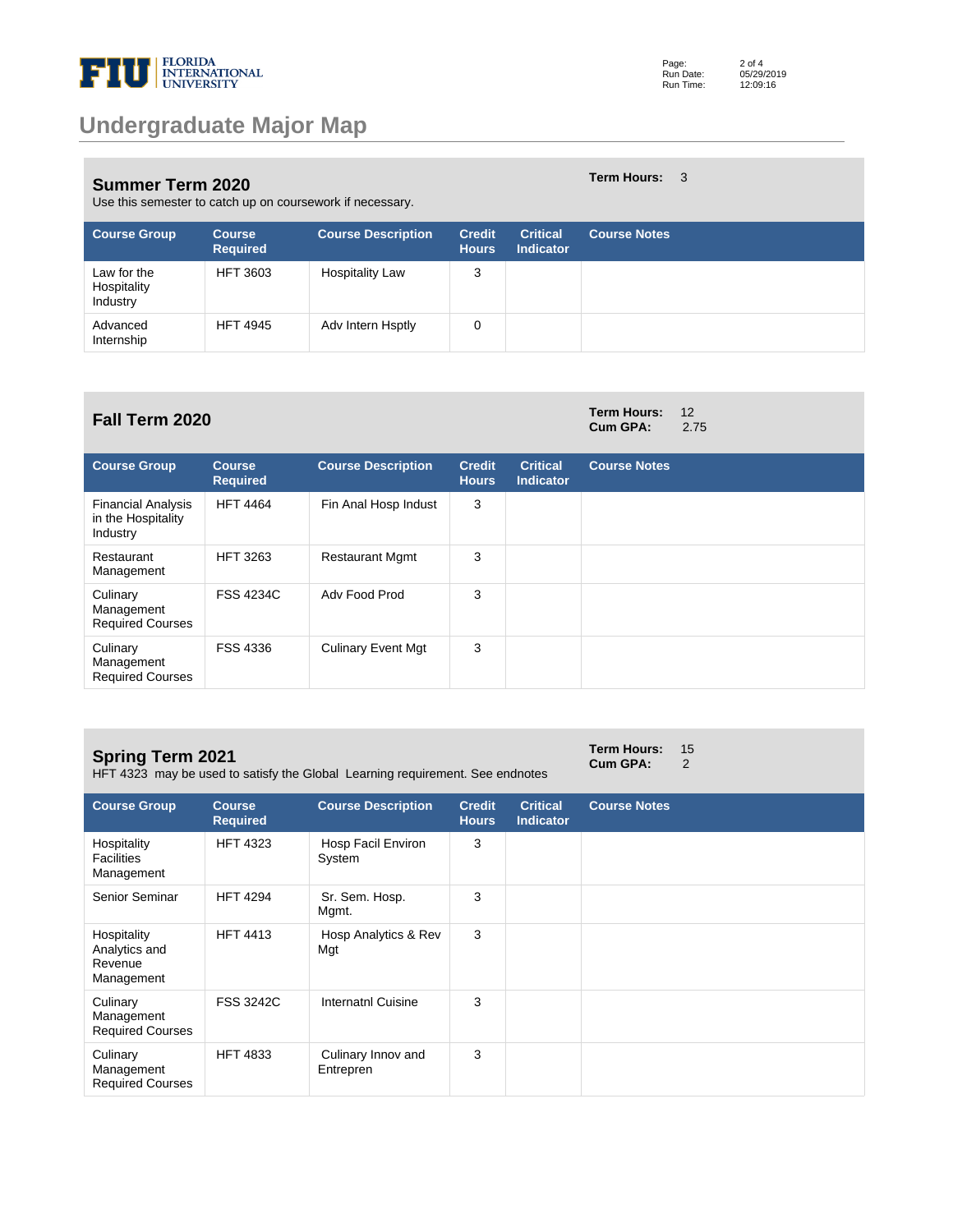# Undergraduate Major Map

## Summer Term 2020

**Term Hours:** 3

Use this semester to catch up on coursework if necessary.

| Course Group | Course Required | Course Description | Credit Hours | Critical Indicator | Course Notes |
|---|---|---|---|---|---|
| Law for the Hospitality Industry | HFT 3603 | Hospitality Law | 3 | | |
| Advanced Internship | HFT 4945 | Adv Intern Hsptly | 0 | | |

## Fall Term 2020

**Term Hours:** 12
**Cum GPA:** 2.75

| Course Group | Course Required | Course Description | Credit Hours | Critical Indicator | Course Notes |
|---|---|---|---|---|---|
| Financial Analysis in the Hospitality Industry | HFT 4464 | Fin Anal Hosp Indust | 3 | | |
| Restaurant Management | HFT 3263 | Restaurant Mgmt | 3 | | |
| Culinary Management Required Courses | FSS 4234C | Adv Food Prod | 3 | | |
| Culinary Management Required Courses | FSS 4336 | Culinary Event Mgt | 3 | | |

## Spring Term 2021

**Term Hours:** 15
**Cum GPA:** 2

HFT 4323 may be used to satisfy the Global Learning requirement. See endnotes

| Course Group | Course Required | Course Description | Credit Hours | Critical Indicator | Course Notes |
|---|---|---|---|---|---|
| Hospitality Facilities Management | HFT 4323 | Hosp Facil Environ System | 3 | | |
| Senior Seminar | HFT 4294 | Sr. Sem. Hosp. Mgmt. | 3 | | |
| Hospitality Analytics and Revenue Management | HFT 4413 | Hosp Analytics & Rev Mgt | 3 | | |
| Culinary Management Required Courses | FSS 3242C | Internatnl Cuisine | 3 | | |
| Culinary Management Required Courses | HFT 4833 | Culinary Innov and Entrepren | 3 | | |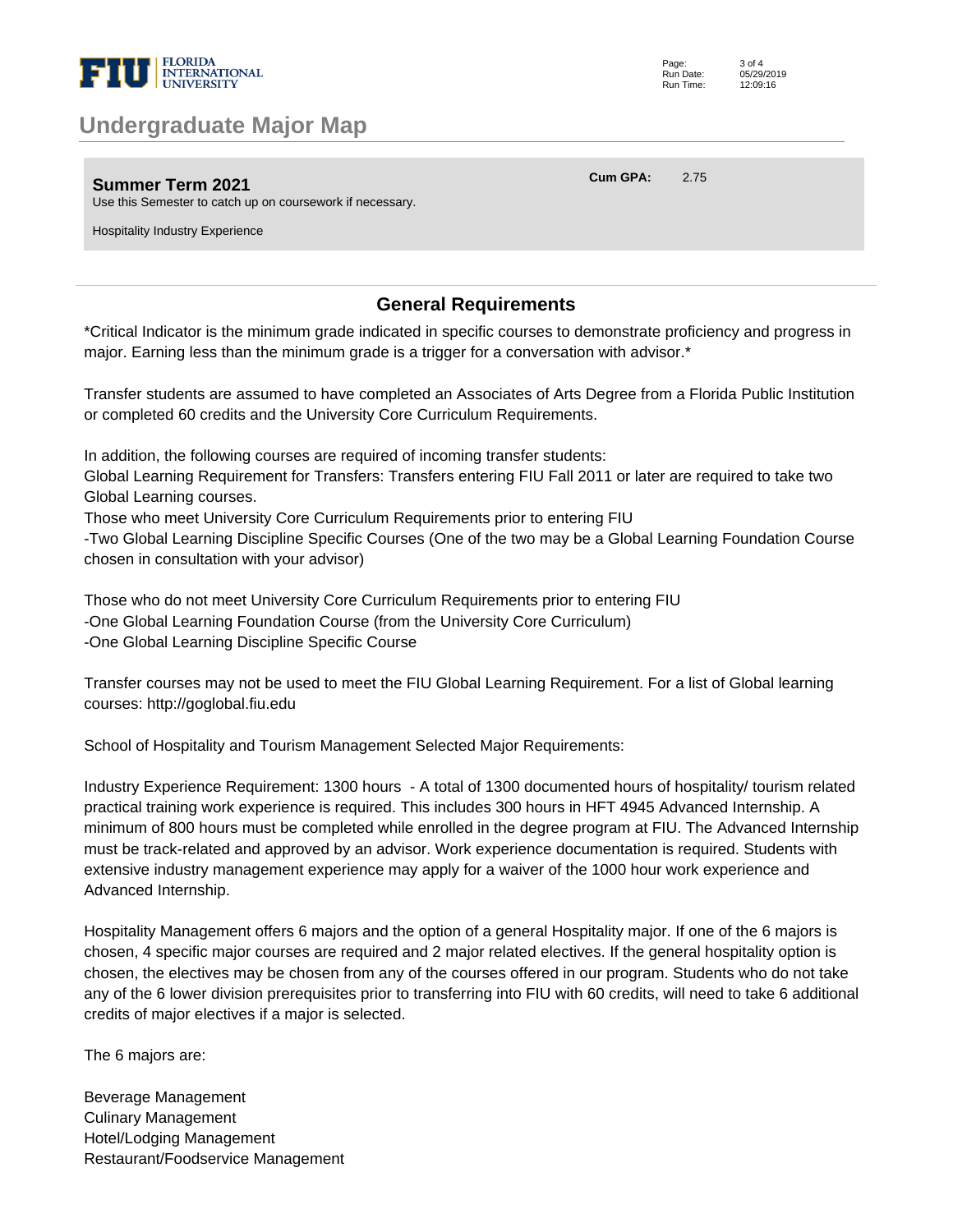# Undergraduate Major Map

**Summer Term 2021** | **Cum GPA:** 2.75

Use this Semester to catch up on coursework if necessary.

Hospitality Industry Experience

## General Requirements

*Critical Indicator is the minimum grade indicated in specific courses to demonstrate proficiency and progress in major. Earning less than the minimum grade is a trigger for a conversation with advisor.*

Transfer students are assumed to have completed an Associates of Arts Degree from a Florida Public Institution or completed 60 credits and the University Core Curriculum Requirements.

In addition, the following courses are required of incoming transfer students:
Global Learning Requirement for Transfers: Transfers entering FIU Fall 2011 or later are required to take two Global Learning courses.
Those who meet University Core Curriculum Requirements prior to entering FIU
-Two Global Learning Discipline Specific Courses (One of the two may be a Global Learning Foundation Course chosen in consultation with your advisor)

Those who do not meet University Core Curriculum Requirements prior to entering FIU
-One Global Learning Foundation Course (from the University Core Curriculum)
-One Global Learning Discipline Specific Course

Transfer courses may not be used to meet the FIU Global Learning Requirement. For a list of Global learning courses: http://goglobal.fiu.edu

School of Hospitality and Tourism Management Selected Major Requirements:

Industry Experience Requirement: 1300 hours - A total of 1300 documented hours of hospitality/ tourism related practical training work experience is required. This includes 300 hours in HFT 4945 Advanced Internship. A minimum of 800 hours must be completed while enrolled in the degree program at FIU. The Advanced Internship must be track-related and approved by an advisor. Work experience documentation is required. Students with extensive industry management experience may apply for a waiver of the 1000 hour work experience and Advanced Internship.

Hospitality Management offers 6 majors and the option of a general Hospitality major. If one of the 6 majors is chosen, 4 specific major courses are required and 2 major related electives. If the general hospitality option is chosen, the electives may be chosen from any of the courses offered in our program. Students who do not take any of the 6 lower division prerequisites prior to transferring into FIU with 60 credits, will need to take 6 additional credits of major electives if a major is selected.

The 6 majors are:

Beverage Management
Culinary Management
Hotel/Lodging Management
Restaurant/Foodservice Management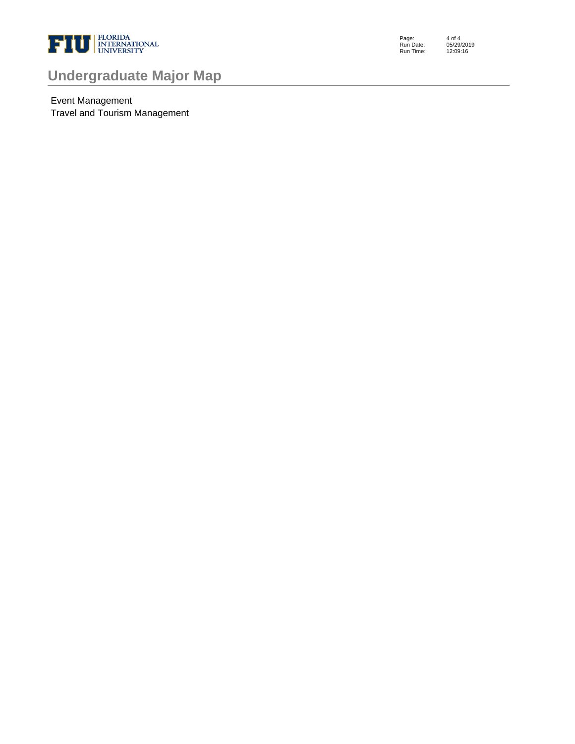# Undergraduate Major Map

Event Management
Travel and Tourism Management